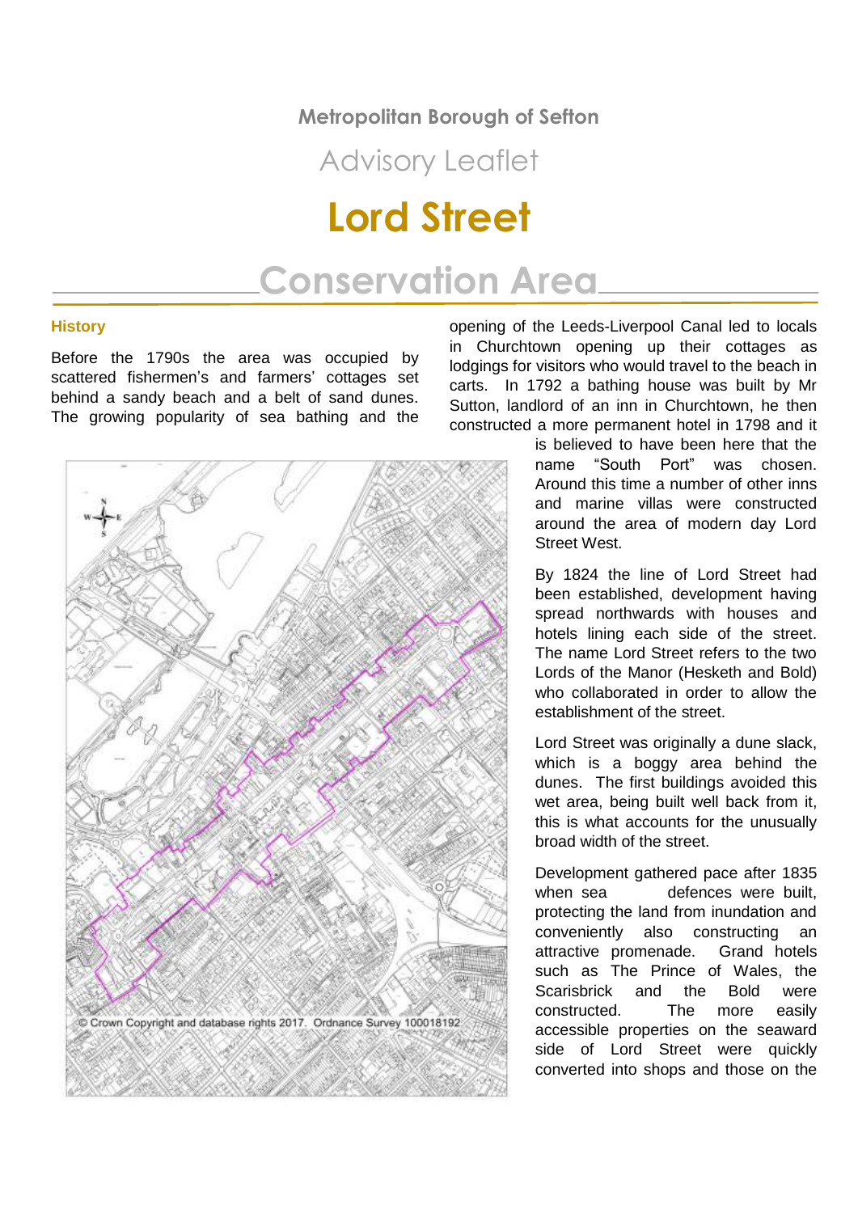Metropolitan Borough of Sefton

Advisory Leaflet

# Lord Street

# Conservation Area

## History

Before the 1790s the area was occupied by scattered fishermen's and farmers' cottages set behind a sandy beach and a belt of sand dunes. The growing popularity of sea bathing and the opening of the Leeds-Liverpool Canal led to locals in Churchtown opening up their cottages as lodgings for visitors who would travel to the beach in carts. In 1792 a bathing house was built by Mr Sutton, landlord of an inn in Churchtown, he then constructed a more permanent hotel in 1798 and it is believed to have been here that the name "South Port" was chosen. Around this time a number of other inns and marine villas were constructed around the area of modern day Lord Street West.

© Crown Copyright and database rights 2017. Ordnance Survey 100018192

By 1824 the line of Lord Street had been established, development having spread northwards with houses and hotels lining each side of the street. The name Lord Street refers to the two Lords of the Manor (Hesketh and Bold) who collaborated in order to allow the establishment of the street.

Lord Street was originally a dune slack, which is a boggy area behind the dunes. The first buildings avoided this wet area, being built well back from it, this is what accounts for the unusually broad width of the street.

Development gathered pace after 1835 when sea defences were built, protecting the land from inundation and conveniently also constructing an attractive promenade. Grand hotels such as The Prince of Wales, the Scarisbrick and the Bold were constructed. The more easily accessible properties on the seaward side of Lord Street were quickly converted into shops and those on the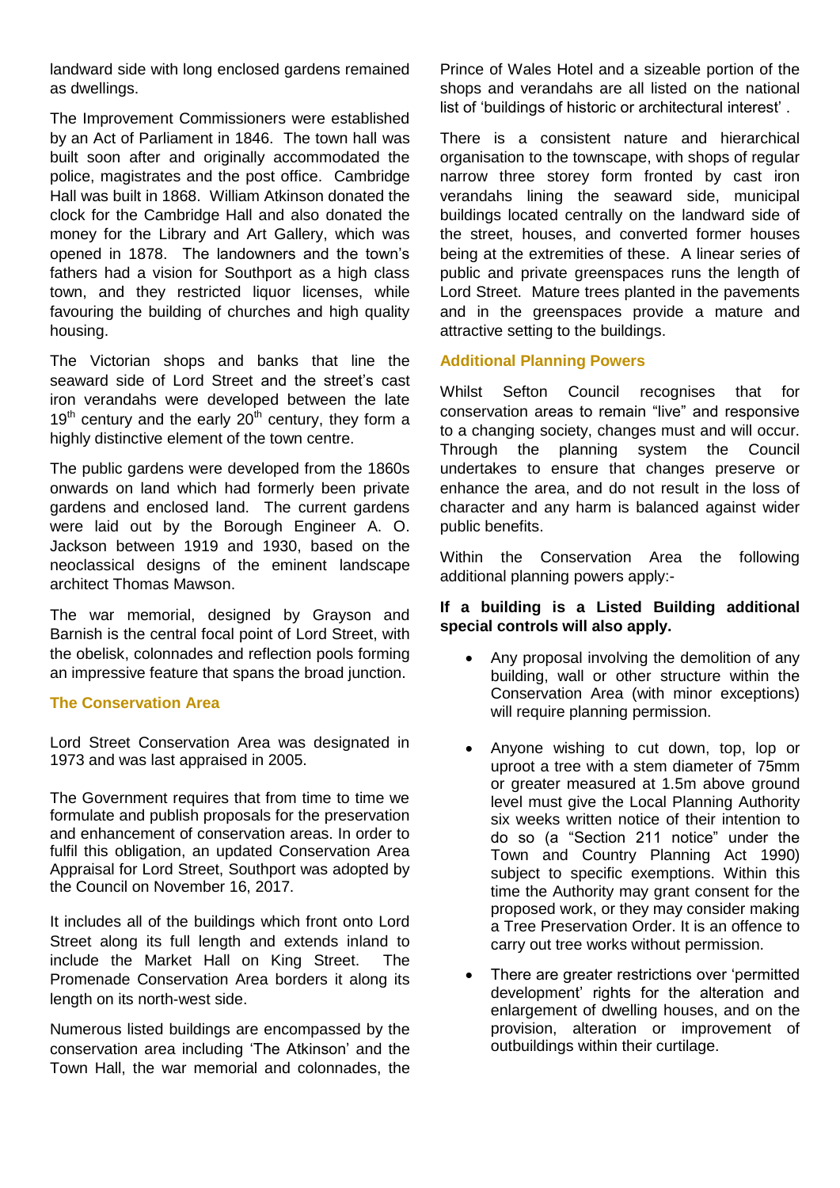landward side with long enclosed gardens remained as dwellings.

The Improvement Commissioners were established by an Act of Parliament in 1846. The town hall was built soon after and originally accommodated the police, magistrates and the post office. Cambridge Hall was built in 1868. William Atkinson donated the clock for the Cambridge Hall and also donated the money for the Library and Art Gallery, which was opened in 1878. The landowners and the town's fathers had a vision for Southport as a high class town, and they restricted liquor licenses, while favouring the building of churches and high quality housing.

The Victorian shops and banks that line the seaward side of Lord Street and the street's cast iron verandahs were developed between the late 19th century and the early 20th century, they form a highly distinctive element of the town centre.

The public gardens were developed from the 1860s onwards on land which had formerly been private gardens and enclosed land. The current gardens were laid out by the Borough Engineer A. O. Jackson between 1919 and 1930, based on the neoclassical designs of the eminent landscape architect Thomas Mawson.

The war memorial, designed by Grayson and Barnish is the central focal point of Lord Street, with the obelisk, colonnades and reflection pools forming an impressive feature that spans the broad junction.

## The Conservation Area

Lord Street Conservation Area was designated in 1973 and was last appraised in 2005.

The Government requires that from time to time we formulate and publish proposals for the preservation and enhancement of conservation areas. In order to fulfil this obligation, an updated Conservation Area Appraisal for Lord Street, Southport was adopted by the Council on November 16, 2017.

It includes all of the buildings which front onto Lord Street along its full length and extends inland to include the Market Hall on King Street. The Promenade Conservation Area borders it along its length on its north-west side.

Numerous listed buildings are encompassed by the conservation area including 'The Atkinson' and the Town Hall, the war memorial and colonnades, the Prince of Wales Hotel and a sizeable portion of the shops and verandahs are all listed on the national list of 'buildings of historic or architectural interest' .

There is a consistent nature and hierarchical organisation to the townscape, with shops of regular narrow three storey form fronted by cast iron verandahs lining the seaward side, municipal buildings located centrally on the landward side of the street, houses, and converted former houses being at the extremities of these. A linear series of public and private greenspaces runs the length of Lord Street. Mature trees planted in the pavements and in the greenspaces provide a mature and attractive setting to the buildings.

## Additional Planning Powers

Whilst Sefton Council recognises that for conservation areas to remain "live" and responsive to a changing society, changes must and will occur. Through the planning system the Council undertakes to ensure that changes preserve or enhance the area, and do not result in the loss of character and any harm is balanced against wider public benefits.

Within the Conservation Area the following additional planning powers apply:-

**If a building is a Listed Building additional special controls will also apply.**

- Any proposal involving the demolition of any building, wall or other structure within the Conservation Area (with minor exceptions) will require planning permission.
- Anyone wishing to cut down, top, lop or uproot a tree with a stem diameter of 75mm or greater measured at 1.5m above ground level must give the Local Planning Authority six weeks written notice of their intention to do so (a "Section 211 notice" under the Town and Country Planning Act 1990) subject to specific exemptions. Within this time the Authority may grant consent for the proposed work, or they may consider making a Tree Preservation Order. It is an offence to carry out tree works without permission.
- There are greater restrictions over 'permitted development' rights for the alteration and enlargement of dwelling houses, and on the provision, alteration or improvement of outbuildings within their curtilage.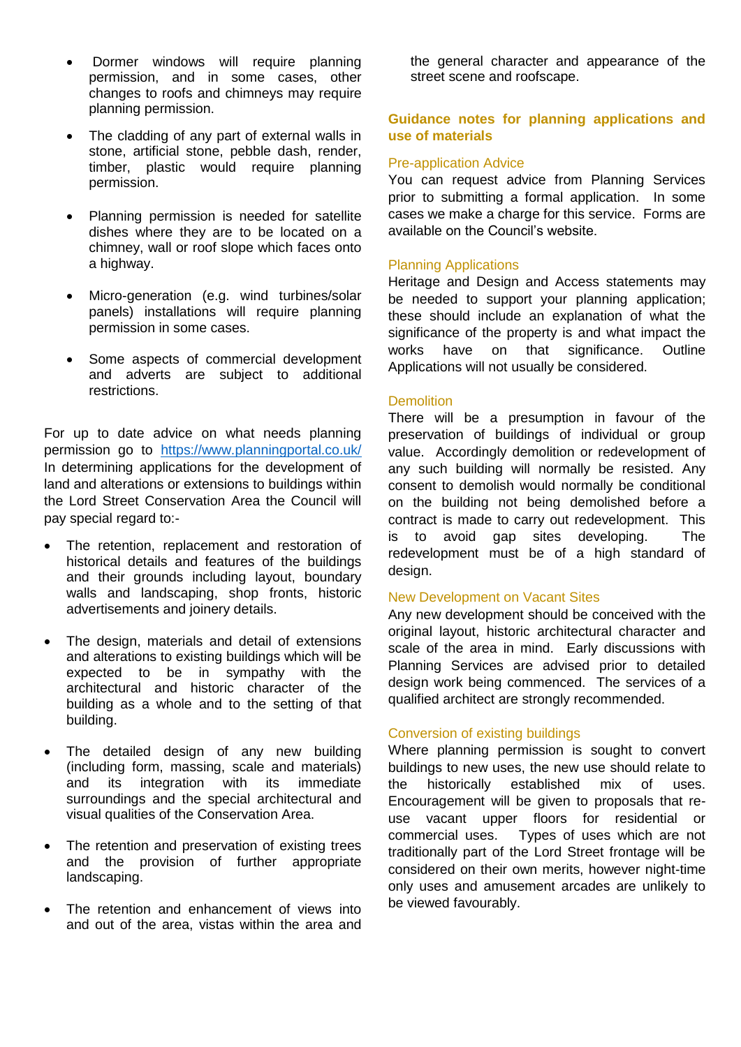- Dormer windows will require planning permission, and in some cases, other changes to roofs and chimneys may require planning permission.

- The cladding of any part of external walls in stone, artificial stone, pebble dash, render, timber, plastic would require planning permission.

- Planning permission is needed for satellite dishes where they are to be located on a chimney, wall or roof slope which faces onto a highway.

- Micro-generation (e.g. wind turbines/solar panels) installations will require planning permission in some cases.

- Some aspects of commercial development and adverts are subject to additional restrictions.

For up to date advice on what needs planning permission go to https://www.planningportal.co.uk/ In determining applications for the development of land and alterations or extensions to buildings within the Lord Street Conservation Area the Council will pay special regard to:-

- The retention, replacement and restoration of historical details and features of the buildings and their grounds including layout, boundary walls and landscaping, shop fronts, historic advertisements and joinery details.

- The design, materials and detail of extensions and alterations to existing buildings which will be expected to be in sympathy with the architectural and historic character of the building as a whole and to the setting of that building.

- The detailed design of any new building (including form, massing, scale and materials) and its integration with its immediate surroundings and the special architectural and visual qualities of the Conservation Area.

- The retention and preservation of existing trees and the provision of further appropriate landscaping.

- The retention and enhancement of views into and out of the area, vistas within the area and the general character and appearance of the street scene and roofscape.

## Guidance notes for planning applications and use of materials

### Pre-application Advice

You can request advice from Planning Services prior to submitting a formal application. In some cases we make a charge for this service. Forms are available on the Council's website.

### Planning Applications

Heritage and Design and Access statements may be needed to support your planning application; these should include an explanation of what the significance of the property is and what impact the works have on that significance. Outline Applications will not usually be considered.

### Demolition

There will be a presumption in favour of the preservation of buildings of individual or group value. Accordingly demolition or redevelopment of any such building will normally be resisted. Any consent to demolish would normally be conditional on the building not being demolished before a contract is made to carry out redevelopment. This is to avoid gap sites developing. The redevelopment must be of a high standard of design.

### New Development on Vacant Sites

Any new development should be conceived with the original layout, historic architectural character and scale of the area in mind. Early discussions with Planning Services are advised prior to detailed design work being commenced. The services of a qualified architect are strongly recommended.

### Conversion of existing buildings

Where planning permission is sought to convert buildings to new uses, the new use should relate to the historically established mix of uses. Encouragement will be given to proposals that re-use vacant upper floors for residential or commercial uses. Types of uses which are not traditionally part of the Lord Street frontage will be considered on their own merits, however night-time only uses and amusement arcades are unlikely to be viewed favourably.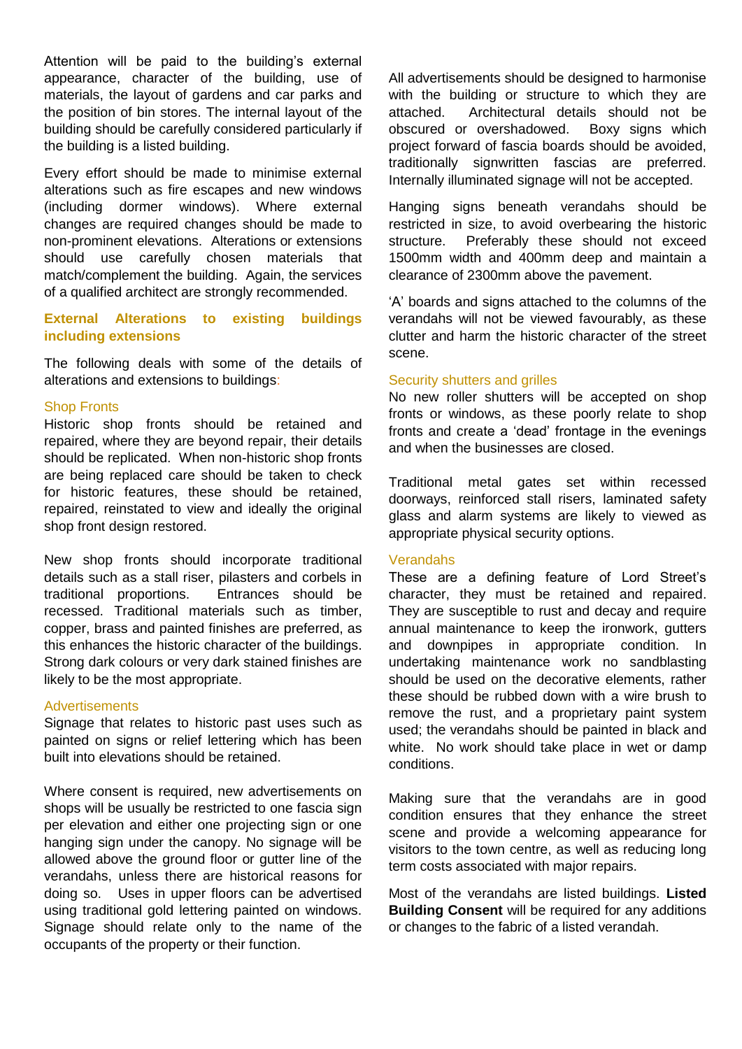Attention will be paid to the building's external appearance, character of the building, use of materials, the layout of gardens and car parks and the position of bin stores. The internal layout of the building should be carefully considered particularly if the building is a listed building.

Every effort should be made to minimise external alterations such as fire escapes and new windows (including dormer windows). Where external changes are required changes should be made to non-prominent elevations. Alterations or extensions should use carefully chosen materials that match/complement the building. Again, the services of a qualified architect are strongly recommended.

## External Alterations to existing buildings including extensions

The following deals with some of the details of alterations and extensions to buildings:

### Shop Fronts

Historic shop fronts should be retained and repaired, where they are beyond repair, their details should be replicated. When non-historic shop fronts are being replaced care should be taken to check for historic features, these should be retained, repaired, reinstated to view and ideally the original shop front design restored.

New shop fronts should incorporate traditional details such as a stall riser, pilasters and corbels in traditional proportions. Entrances should be recessed. Traditional materials such as timber, copper, brass and painted finishes are preferred, as this enhances the historic character of the buildings. Strong dark colours or very dark stained finishes are likely to be the most appropriate.

### Advertisements

Signage that relates to historic past uses such as painted on signs or relief lettering which has been built into elevations should be retained.

Where consent is required, new advertisements on shops will be usually be restricted to one fascia sign per elevation and either one projecting sign or one hanging sign under the canopy. No signage will be allowed above the ground floor or gutter line of the verandahs, unless there are historical reasons for doing so. Uses in upper floors can be advertised using traditional gold lettering painted on windows. Signage should relate only to the name of the occupants of the property or their function.

All advertisements should be designed to harmonise with the building or structure to which they are attached. Architectural details should not be obscured or overshadowed. Boxy signs which project forward of fascia boards should be avoided, traditionally signwritten fascias are preferred. Internally illuminated signage will not be accepted.

Hanging signs beneath verandahs should be restricted in size, to avoid overbearing the historic structure. Preferably these should not exceed 1500mm width and 400mm deep and maintain a clearance of 2300mm above the pavement.

'A' boards and signs attached to the columns of the verandahs will not be viewed favourably, as these clutter and harm the historic character of the street scene.

### Security shutters and grilles

No new roller shutters will be accepted on shop fronts or windows, as these poorly relate to shop fronts and create a 'dead' frontage in the evenings and when the businesses are closed.

Traditional metal gates set within recessed doorways, reinforced stall risers, laminated safety glass and alarm systems are likely to viewed as appropriate physical security options.

### Verandahs

These are a defining feature of Lord Street's character, they must be retained and repaired. They are susceptible to rust and decay and require annual maintenance to keep the ironwork, gutters and downpipes in appropriate condition. In undertaking maintenance work no sandblasting should be used on the decorative elements, rather these should be rubbed down with a wire brush to remove the rust, and a proprietary paint system used; the verandahs should be painted in black and white. No work should take place in wet or damp conditions.

Making sure that the verandahs are in good condition ensures that they enhance the street scene and provide a welcoming appearance for visitors to the town centre, as well as reducing long term costs associated with major repairs.

Most of the verandahs are listed buildings. **Listed Building Consent** will be required for any additions or changes to the fabric of a listed verandah.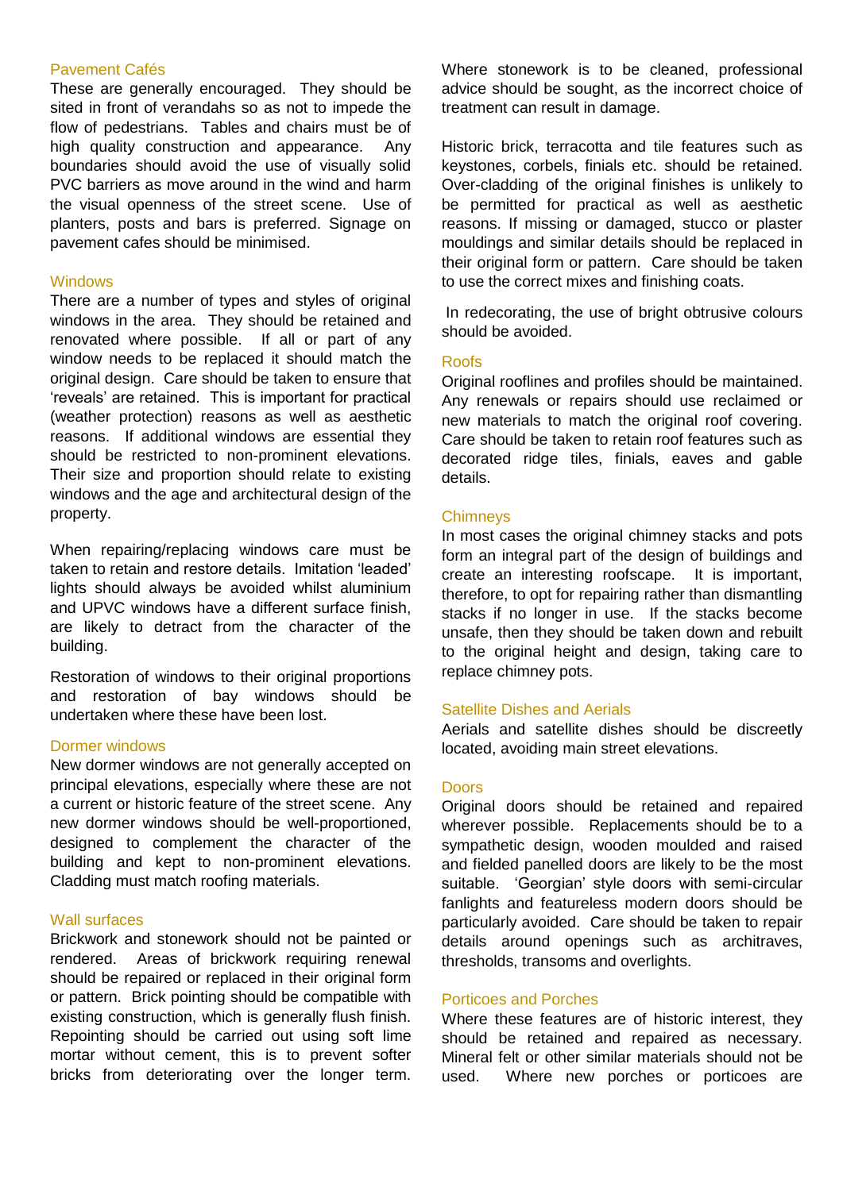### Pavement Cafés

These are generally encouraged. They should be sited in front of verandahs so as not to impede the flow of pedestrians. Tables and chairs must be of high quality construction and appearance. Any boundaries should avoid the use of visually solid PVC barriers as move around in the wind and harm the visual openness of the street scene. Use of planters, posts and bars is preferred. Signage on pavement cafes should be minimised.

### Windows

There are a number of types and styles of original windows in the area. They should be retained and renovated where possible. If all or part of any window needs to be replaced it should match the original design. Care should be taken to ensure that 'reveals' are retained. This is important for practical (weather protection) reasons as well as aesthetic reasons. If additional windows are essential they should be restricted to non-prominent elevations. Their size and proportion should relate to existing windows and the age and architectural design of the property.

When repairing/replacing windows care must be taken to retain and restore details. Imitation 'leaded' lights should always be avoided whilst aluminium and UPVC windows have a different surface finish, are likely to detract from the character of the building.

Restoration of windows to their original proportions and restoration of bay windows should be undertaken where these have been lost.

### Dormer windows

New dormer windows are not generally accepted on principal elevations, especially where these are not a current or historic feature of the street scene. Any new dormer windows should be well-proportioned, designed to complement the character of the building and kept to non-prominent elevations. Cladding must match roofing materials.

### Wall surfaces

Brickwork and stonework should not be painted or rendered. Areas of brickwork requiring renewal should be repaired or replaced in their original form or pattern. Brick pointing should be compatible with existing construction, which is generally flush finish. Repointing should be carried out using soft lime mortar without cement, this is to prevent softer bricks from deteriorating over the longer term.

Where stonework is to be cleaned, professional advice should be sought, as the incorrect choice of treatment can result in damage.

Historic brick, terracotta and tile features such as keystones, corbels, finials etc. should be retained. Over-cladding of the original finishes is unlikely to be permitted for practical as well as aesthetic reasons. If missing or damaged, stucco or plaster mouldings and similar details should be replaced in their original form or pattern. Care should be taken to use the correct mixes and finishing coats.

In redecorating, the use of bright obtrusive colours should be avoided.

### Roofs

Original rooflines and profiles should be maintained. Any renewals or repairs should use reclaimed or new materials to match the original roof covering. Care should be taken to retain roof features such as decorated ridge tiles, finials, eaves and gable details.

### Chimneys

In most cases the original chimney stacks and pots form an integral part of the design of buildings and create an interesting roofscape. It is important, therefore, to opt for repairing rather than dismantling stacks if no longer in use. If the stacks become unsafe, then they should be taken down and rebuilt to the original height and design, taking care to replace chimney pots.

### Satellite Dishes and Aerials

Aerials and satellite dishes should be discreetly located, avoiding main street elevations.

### Doors

Original doors should be retained and repaired wherever possible. Replacements should be to a sympathetic design, wooden moulded and raised and fielded panelled doors are likely to be the most suitable. 'Georgian' style doors with semi-circular fanlights and featureless modern doors should be particularly avoided. Care should be taken to repair details around openings such as architraves, thresholds, transoms and overlights.

### Porticoes and Porches

Where these features are of historic interest, they should be retained and repaired as necessary. Mineral felt or other similar materials should not be used. Where new porches or porticoes are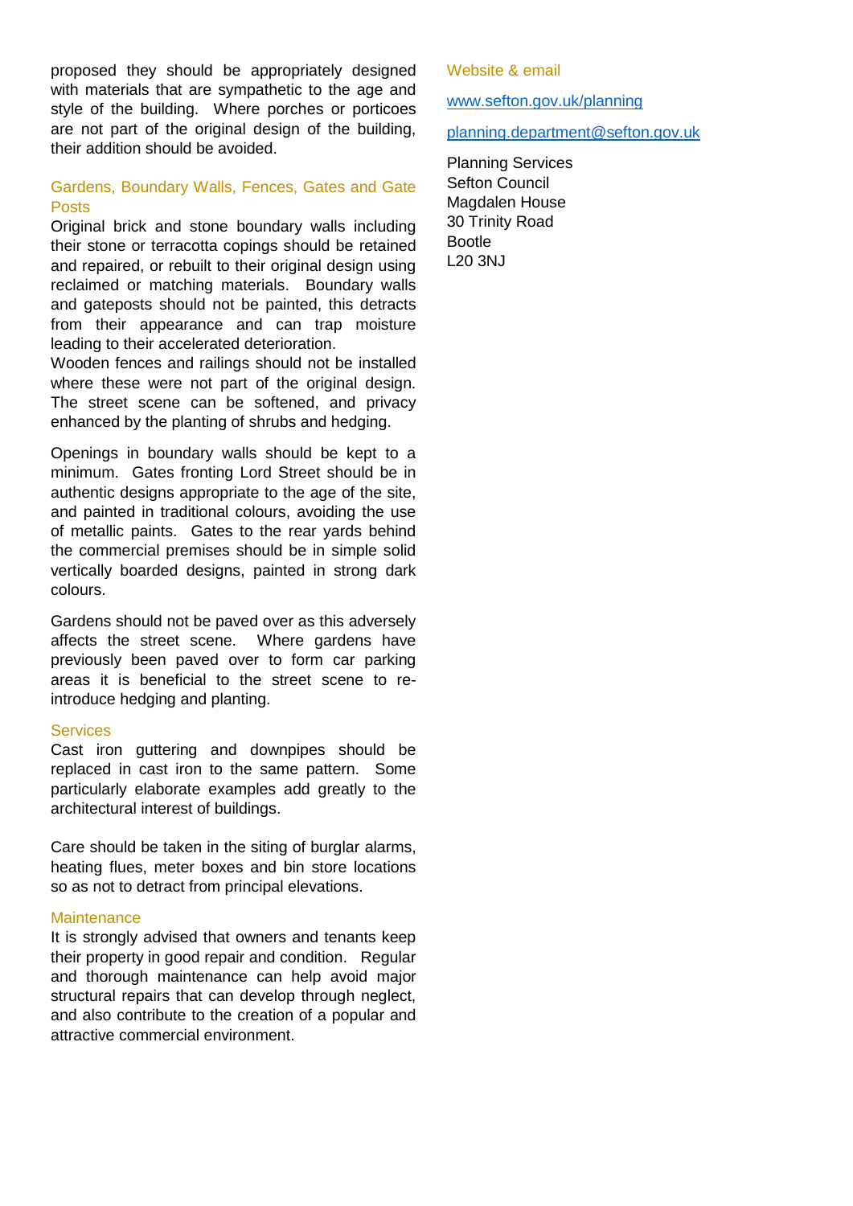proposed they should be appropriately designed with materials that are sympathetic to the age and style of the building. Where porches or porticoes are not part of the original design of the building, their addition should be avoided.

### Gardens, Boundary Walls, Fences, Gates and Gate Posts

Original brick and stone boundary walls including their stone or terracotta copings should be retained and repaired, or rebuilt to their original design using reclaimed or matching materials. Boundary walls and gateposts should not be painted, this detracts from their appearance and can trap moisture leading to their accelerated deterioration.

Wooden fences and railings should not be installed where these were not part of the original design. The street scene can be softened, and privacy enhanced by the planting of shrubs and hedging.

Openings in boundary walls should be kept to a minimum. Gates fronting Lord Street should be in authentic designs appropriate to the age of the site, and painted in traditional colours, avoiding the use of metallic paints. Gates to the rear yards behind the commercial premises should be in simple solid vertically boarded designs, painted in strong dark colours.

Gardens should not be paved over as this adversely affects the street scene. Where gardens have previously been paved over to form car parking areas it is beneficial to the street scene to re-introduce hedging and planting.

### Services

Cast iron guttering and downpipes should be replaced in cast iron to the same pattern. Some particularly elaborate examples add greatly to the architectural interest of buildings.

Care should be taken in the siting of burglar alarms, heating flues, meter boxes and bin store locations so as not to detract from principal elevations.

### Maintenance

It is strongly advised that owners and tenants keep their property in good repair and condition. Regular and thorough maintenance can help avoid major structural repairs that can develop through neglect, and also contribute to the creation of a popular and attractive commercial environment.

### Website & email

www.sefton.gov.uk/planning

planning.department@sefton.gov.uk

Planning Services
Sefton Council
Magdalen House
30 Trinity Road
Bootle
L20 3NJ